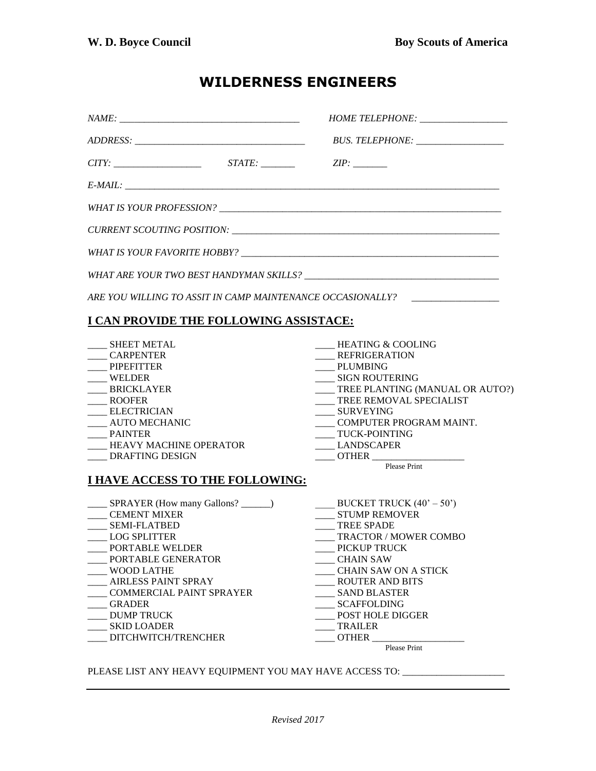**W. D. Boyce Council** **Boy Scouts of America**

# WILDERNESS ENGINEERS

*NAME:* ____________________________________ *HOME TELEPHONE:* __________________

*ADDRESS:* __________________________________ *BUS. TELEPHONE:* __________________

*CITY:* __________________ *STATE:* _______ *ZIP:* _______

*E-MAIL:* ______________________________________________________________________________

*WHAT IS YOUR PROFESSION?* ____________________________________________________________

*CURRENT SCOUTING POSITION:* __________________________________________________________

*WHAT IS YOUR FAVORITE HOBBY?* ________________________________________________________

*WHAT ARE YOUR TWO BEST HANDYMAN SKILLS?* ______________________________________

*ARE YOU WILLING TO ASSIT IN CAMP MAINTENANCE OCCASIONALLY?* __________________

## I CAN PROVIDE THE FOLLOWING ASSISTACE:

____ SHEET METAL
____ CARPENTER
____ PIPEFITTER
____ WELDER
____ BRICKLAYER
____ ROOFER
____ ELECTRICIAN
____ AUTO MECHANIC
____ PAINTER
____ HEAVY MACHINE OPERATOR
____ DRAFTING DESIGN
____ HEATING & COOLING
____ REFRIGERATION
____ PLUMBING
____ SIGN ROUTERING
____ TREE PLANTING (MANUAL OR AUTO?)
____ TREE REMOVAL SPECIALIST
____ SURVEYING
____ COMPUTER PROGRAM MAINT.
____ TUCK-POINTING
____ LANDSCAPER
____ OTHER ___________________
Please Print

## I HAVE ACCESS TO THE FOLLOWING:

____ SPRAYER (How many Gallons? ______)
____ CEMENT MIXER
____ SEMI-FLATBED
____ LOG SPLITTER
____ PORTABLE WELDER
____ PORTABLE GENERATOR
____ WOOD LATHE
____ AIRLESS PAINT SPRAY
____ COMMERCIAL PAINT SPRAYER
____ GRADER
____ DUMP TRUCK
____ SKID LOADER
____ DITCHWITCH/TRENCHER
____ BUCKET TRUCK (40' – 50')
____ STUMP REMOVER
____ TREE SPADE
____ TRACTOR / MOWER COMBO
____ PICKUP TRUCK
____ CHAIN SAW
____ CHAIN SAW ON A STICK
____ ROUTER AND BITS
____ SAND BLASTER
____ SCAFFOLDING
____ POST HOLE DIGGER
____ TRAILER
____ OTHER ___________________
Please Print

PLEASE LIST ANY HEAVY EQUIPMENT YOU MAY HAVE ACCESS TO: ____________________

*Revised 2017*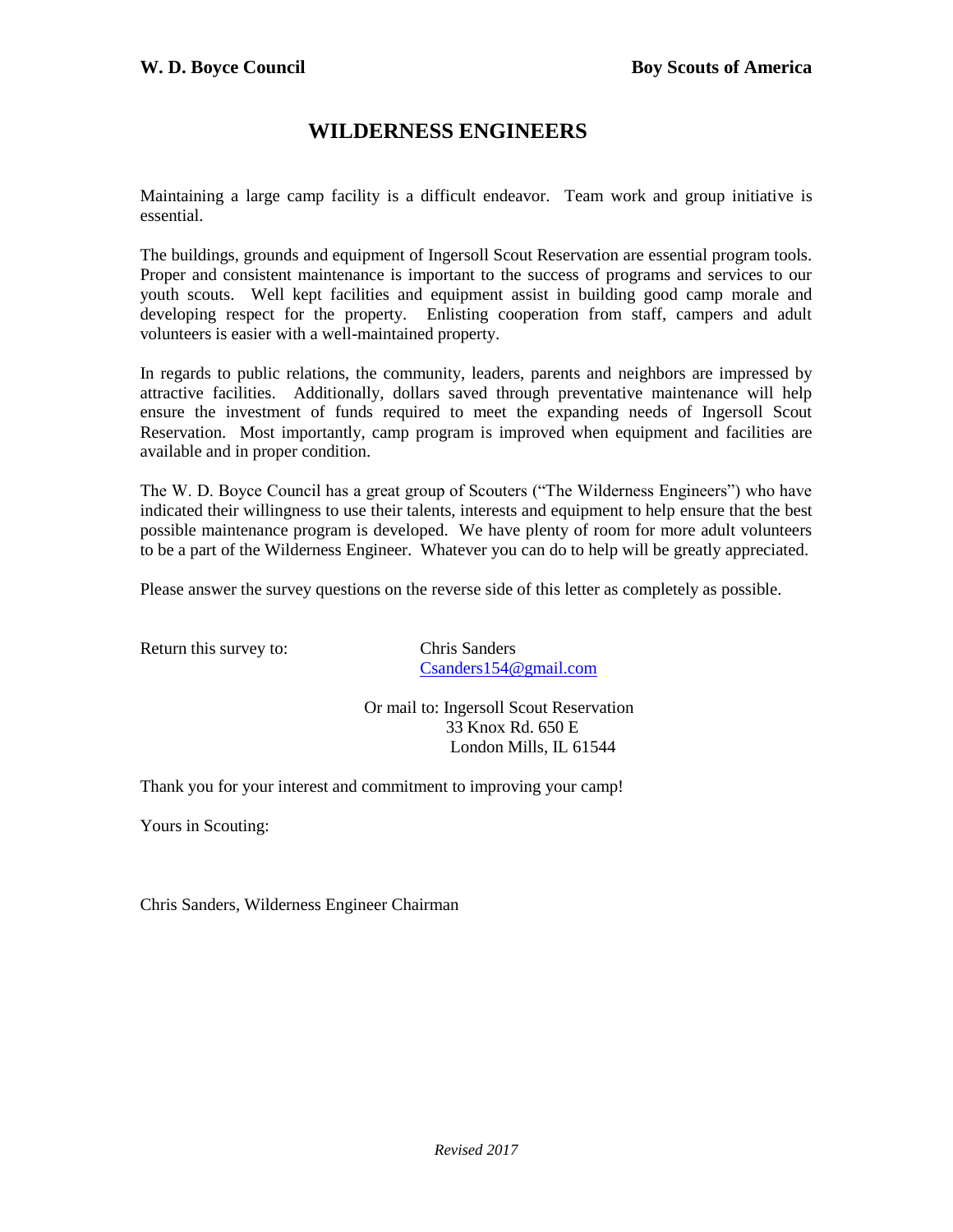**W. D. Boyce Council** **Boy Scouts of America**

# WILDERNESS ENGINEERS

Maintaining a large camp facility is a difficult endeavor. Team work and group initiative is essential.

The buildings, grounds and equipment of Ingersoll Scout Reservation are essential program tools. Proper and consistent maintenance is important to the success of programs and services to our youth scouts. Well kept facilities and equipment assist in building good camp morale and developing respect for the property. Enlisting cooperation from staff, campers and adult volunteers is easier with a well-maintained property.

In regards to public relations, the community, leaders, parents and neighbors are impressed by attractive facilities. Additionally, dollars saved through preventative maintenance will help ensure the investment of funds required to meet the expanding needs of Ingersoll Scout Reservation. Most importantly, camp program is improved when equipment and facilities are available and in proper condition.

The W. D. Boyce Council has a great group of Scouters ("The Wilderness Engineers") who have indicated their willingness to use their talents, interests and equipment to help ensure that the best possible maintenance program is developed. We have plenty of room for more adult volunteers to be a part of the Wilderness Engineer. Whatever you can do to help will be greatly appreciated.

Please answer the survey questions on the reverse side of this letter as completely as possible.

Return this survey to: Chris Sanders
Csanders154@gmail.com

Or mail to: Ingersoll Scout Reservation
33 Knox Rd. 650 E
London Mills, IL 61544

Thank you for your interest and commitment to improving your camp!

Yours in Scouting:

Chris Sanders, Wilderness Engineer Chairman

*Revised 2017*